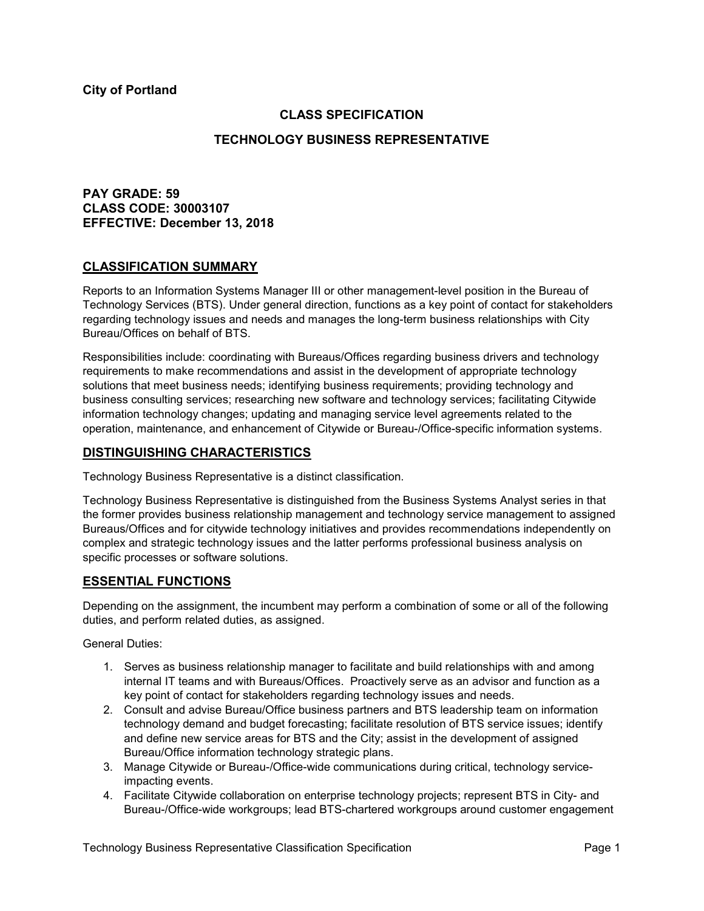**City of Portland**

# CLASS SPECIFICATION

## TECHNOLOGY BUSINESS REPRESENTATIVE

**PAY GRADE: 59**
**CLASS CODE: 30003107**
**EFFECTIVE: December 13, 2018**

## CLASSIFICATION SUMMARY

Reports to an Information Systems Manager III or other management-level position in the Bureau of Technology Services (BTS). Under general direction, functions as a key point of contact for stakeholders regarding technology issues and needs and manages the long-term business relationships with City Bureau/Offices on behalf of BTS.

Responsibilities include: coordinating with Bureaus/Offices regarding business drivers and technology requirements to make recommendations and assist in the development of appropriate technology solutions that meet business needs; identifying business requirements; providing technology and business consulting services; researching new software and technology services; facilitating Citywide information technology changes; updating and managing service level agreements related to the operation, maintenance, and enhancement of Citywide or Bureau-/Office-specific information systems.

## DISTINGUISHING CHARACTERISTICS

Technology Business Representative is a distinct classification.

Technology Business Representative is distinguished from the Business Systems Analyst series in that the former provides business relationship management and technology service management to assigned Bureaus/Offices and for citywide technology initiatives and provides recommendations independently on complex and strategic technology issues and the latter performs professional business analysis on specific processes or software solutions.

## ESSENTIAL FUNCTIONS

Depending on the assignment, the incumbent may perform a combination of some or all of the following duties, and perform related duties, as assigned.

General Duties:

1. Serves as business relationship manager to facilitate and build relationships with and among internal IT teams and with Bureaus/Offices. Proactively serve as an advisor and function as a key point of contact for stakeholders regarding technology issues and needs.
2. Consult and advise Bureau/Office business partners and BTS leadership team on information technology demand and budget forecasting; facilitate resolution of BTS service issues; identify and define new service areas for BTS and the City; assist in the development of assigned Bureau/Office information technology strategic plans.
3. Manage Citywide or Bureau-/Office-wide communications during critical, technology service-impacting events.
4. Facilitate Citywide collaboration on enterprise technology projects; represent BTS in City- and Bureau-/Office-wide workgroups; lead BTS-chartered workgroups around customer engagement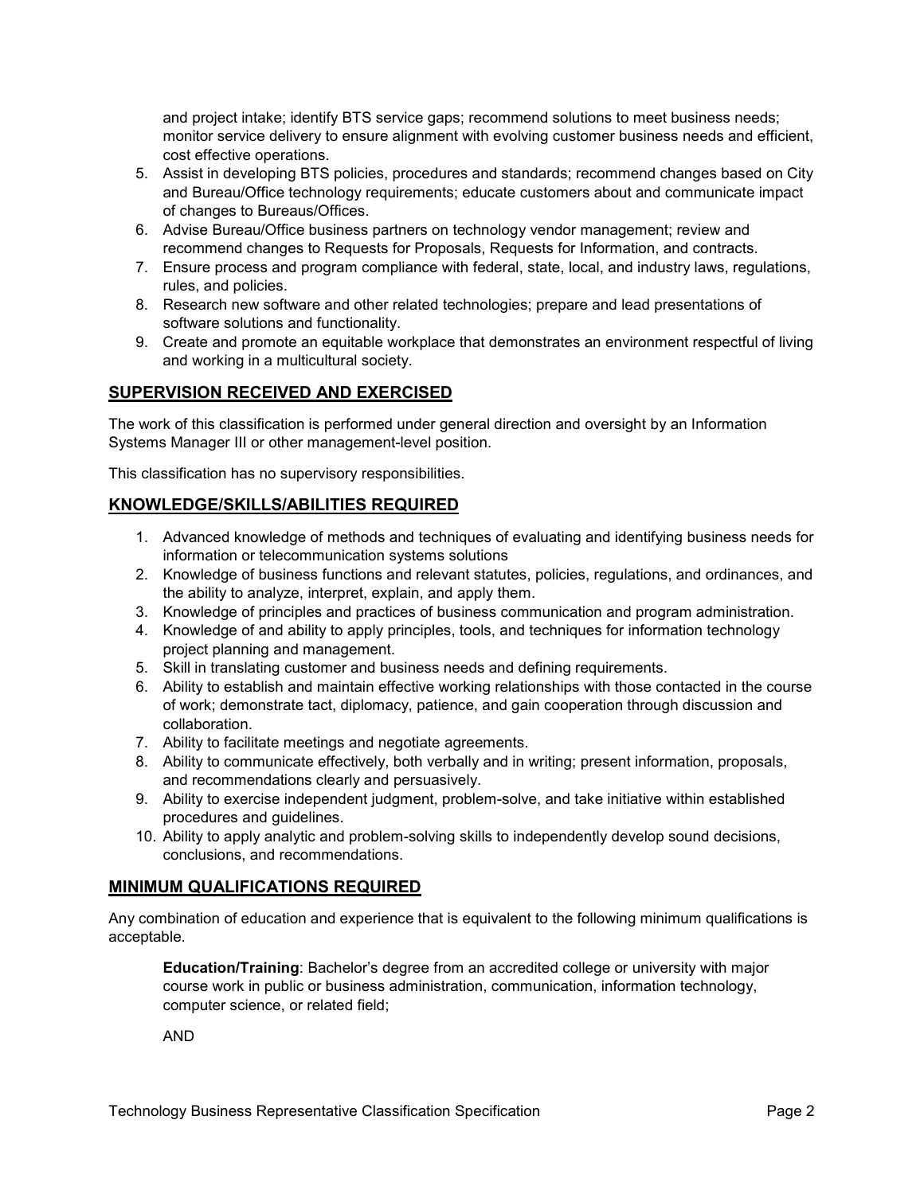and project intake; identify BTS service gaps; recommend solutions to meet business needs; monitor service delivery to ensure alignment with evolving customer business needs and efficient, cost effective operations.

5. Assist in developing BTS policies, procedures and standards; recommend changes based on City and Bureau/Office technology requirements; educate customers about and communicate impact of changes to Bureaus/Offices.
6. Advise Bureau/Office business partners on technology vendor management; review and recommend changes to Requests for Proposals, Requests for Information, and contracts.
7. Ensure process and program compliance with federal, state, local, and industry laws, regulations, rules, and policies.
8. Research new software and other related technologies; prepare and lead presentations of software solutions and functionality.
9. Create and promote an equitable workplace that demonstrates an environment respectful of living and working in a multicultural society.

## SUPERVISION RECEIVED AND EXERCISED

The work of this classification is performed under general direction and oversight by an Information Systems Manager III or other management-level position.

This classification has no supervisory responsibilities.

## KNOWLEDGE/SKILLS/ABILITIES REQUIRED

1. Advanced knowledge of methods and techniques of evaluating and identifying business needs for information or telecommunication systems solutions
2. Knowledge of business functions and relevant statutes, policies, regulations, and ordinances, and the ability to analyze, interpret, explain, and apply them.
3. Knowledge of principles and practices of business communication and program administration.
4. Knowledge of and ability to apply principles, tools, and techniques for information technology project planning and management.
5. Skill in translating customer and business needs and defining requirements.
6. Ability to establish and maintain effective working relationships with those contacted in the course of work; demonstrate tact, diplomacy, patience, and gain cooperation through discussion and collaboration.
7. Ability to facilitate meetings and negotiate agreements.
8. Ability to communicate effectively, both verbally and in writing; present information, proposals, and recommendations clearly and persuasively.
9. Ability to exercise independent judgment, problem-solve, and take initiative within established procedures and guidelines.
10. Ability to apply analytic and problem-solving skills to independently develop sound decisions, conclusions, and recommendations.

## MINIMUM QUALIFICATIONS REQUIRED

Any combination of education and experience that is equivalent to the following minimum qualifications is acceptable.

**Education/Training**: Bachelor's degree from an accredited college or university with major course work in public or business administration, communication, information technology, computer science, or related field;

AND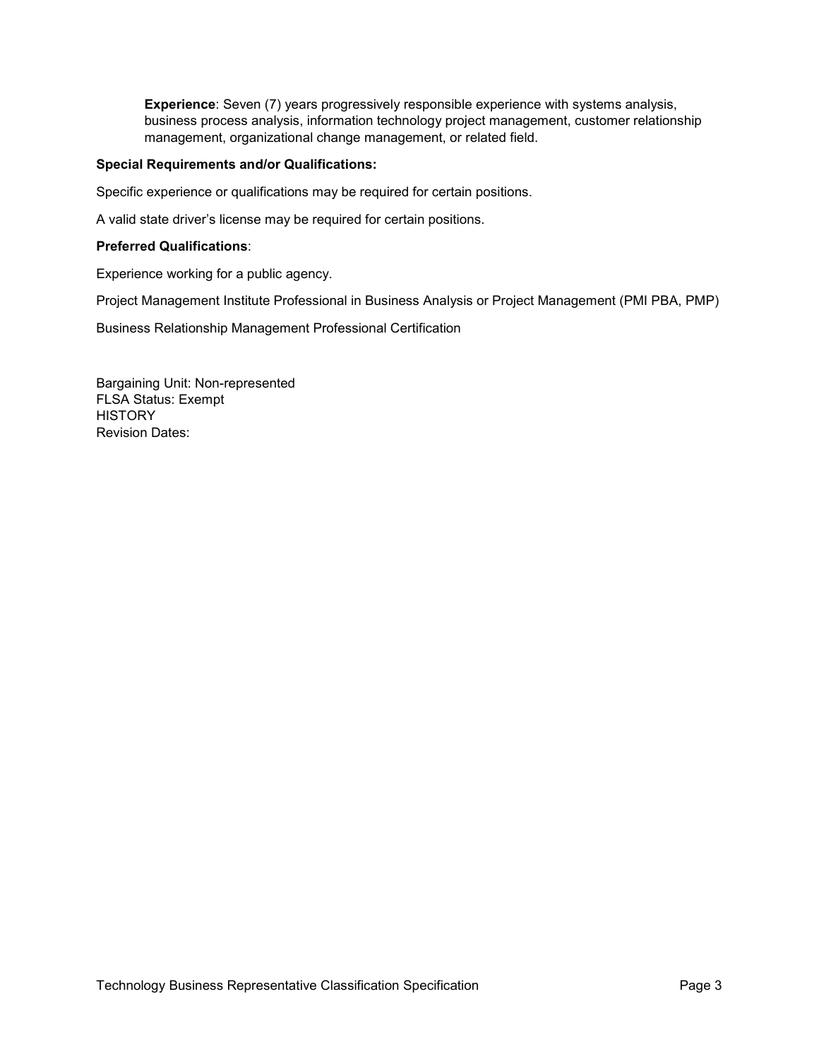**Experience**: Seven (7) years progressively responsible experience with systems analysis, business process analysis, information technology project management, customer relationship management, organizational change management, or related field.

**Special Requirements and/or Qualifications:**

Specific experience or qualifications may be required for certain positions.

A valid state driver's license may be required for certain positions.

**Preferred Qualifications**:

Experience working for a public agency.

Project Management Institute Professional in Business Analysis or Project Management (PMI PBA, PMP)

Business Relationship Management Professional Certification

Bargaining Unit: Non-represented
FLSA Status: Exempt
HISTORY
Revision Dates: